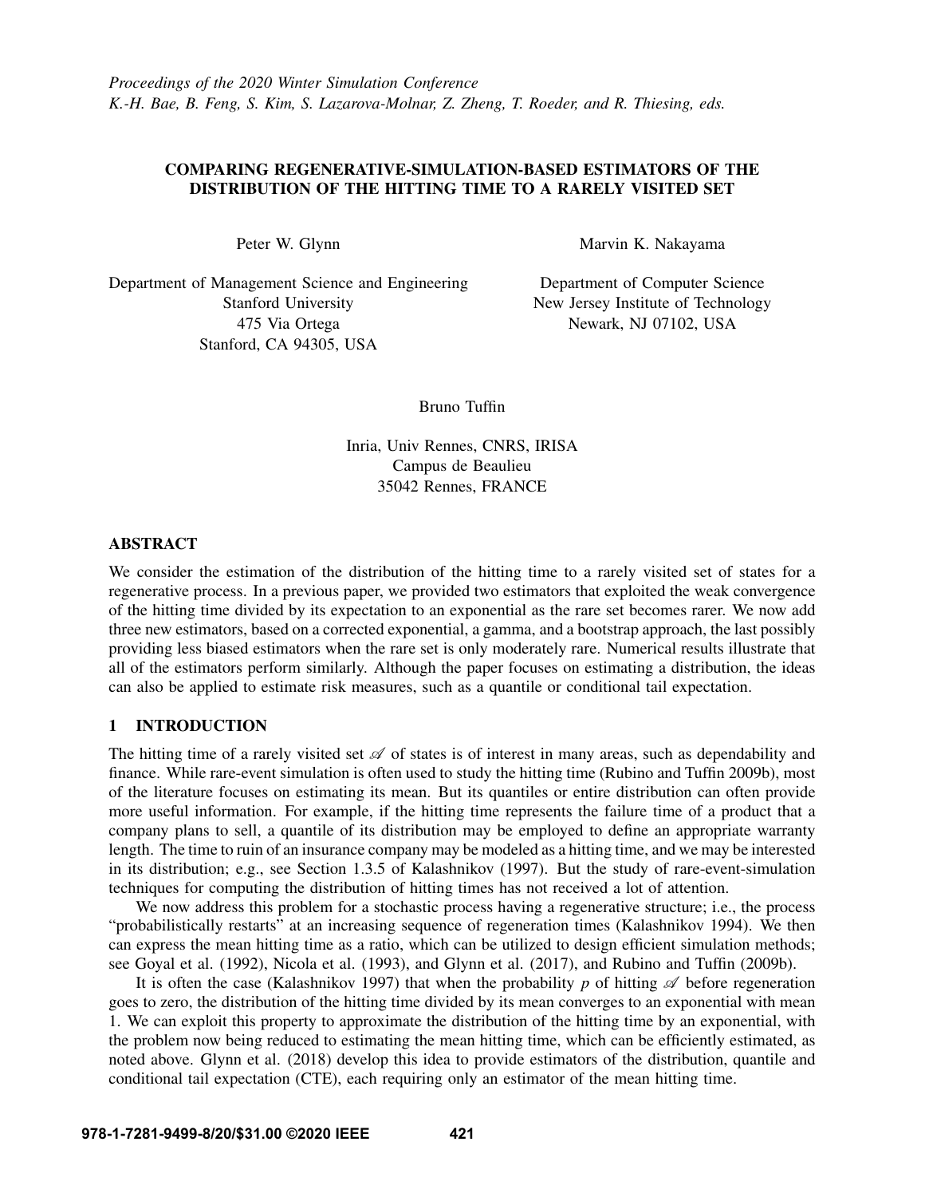*Proceedings of the 2020 Winter Simulation Conference*
*K.-H. Bae, B. Feng, S. Kim, S. Lazarova-Molnar, Z. Zheng, T. Roeder, and R. Thiesing, eds.*

# COMPARING REGENERATIVE-SIMULATION-BASED ESTIMATORS OF THE DISTRIBUTION OF THE HITTING TIME TO A RARELY VISITED SET

Peter W. Glynn

Department of Management Science and Engineering
Stanford University
475 Via Ortega
Stanford, CA 94305, USA

Marvin K. Nakayama

Department of Computer Science
New Jersey Institute of Technology
Newark, NJ 07102, USA

Bruno Tuffin

Inria, Univ Rennes, CNRS, IRISA
Campus de Beaulieu
35042 Rennes, FRANCE

## ABSTRACT

We consider the estimation of the distribution of the hitting time to a rarely visited set of states for a regenerative process. In a previous paper, we provided two estimators that exploited the weak convergence of the hitting time divided by its expectation to an exponential as the rare set becomes rarer. We now add three new estimators, based on a corrected exponential, a gamma, and a bootstrap approach, the last possibly providing less biased estimators when the rare set is only moderately rare. Numerical results illustrate that all of the estimators perform similarly. Although the paper focuses on estimating a distribution, the ideas can also be applied to estimate risk measures, such as a quantile or conditional tail expectation.

## 1 INTRODUCTION

The hitting time of a rarely visited set $\mathscr{A}$ of states is of interest in many areas, such as dependability and finance. While rare-event simulation is often used to study the hitting time (Rubino and Tuffin 2009b), most of the literature focuses on estimating its mean. But its quantiles or entire distribution can often provide more useful information. For example, if the hitting time represents the failure time of a product that a company plans to sell, a quantile of its distribution may be employed to define an appropriate warranty length. The time to ruin of an insurance company may be modeled as a hitting time, and we may be interested in its distribution; e.g., see Section 1.3.5 of Kalashnikov (1997). But the study of rare-event-simulation techniques for computing the distribution of hitting times has not received a lot of attention.

We now address this problem for a stochastic process having a regenerative structure; i.e., the process "probabilistically restarts" at an increasing sequence of regeneration times (Kalashnikov 1994). We then can express the mean hitting time as a ratio, which can be utilized to design efficient simulation methods; see Goyal et al. (1992), Nicola et al. (1993), and Glynn et al. (2017), and Rubino and Tuffin (2009b).

It is often the case (Kalashnikov 1997) that when the probability $p$ of hitting $\mathscr{A}$ before regeneration goes to zero, the distribution of the hitting time divided by its mean converges to an exponential with mean 1. We can exploit this property to approximate the distribution of the hitting time by an exponential, with the problem now being reduced to estimating the mean hitting time, which can be efficiently estimated, as noted above. Glynn et al. (2018) develop this idea to provide estimators of the distribution, quantile and conditional tail expectation (CTE), each requiring only an estimator of the mean hitting time.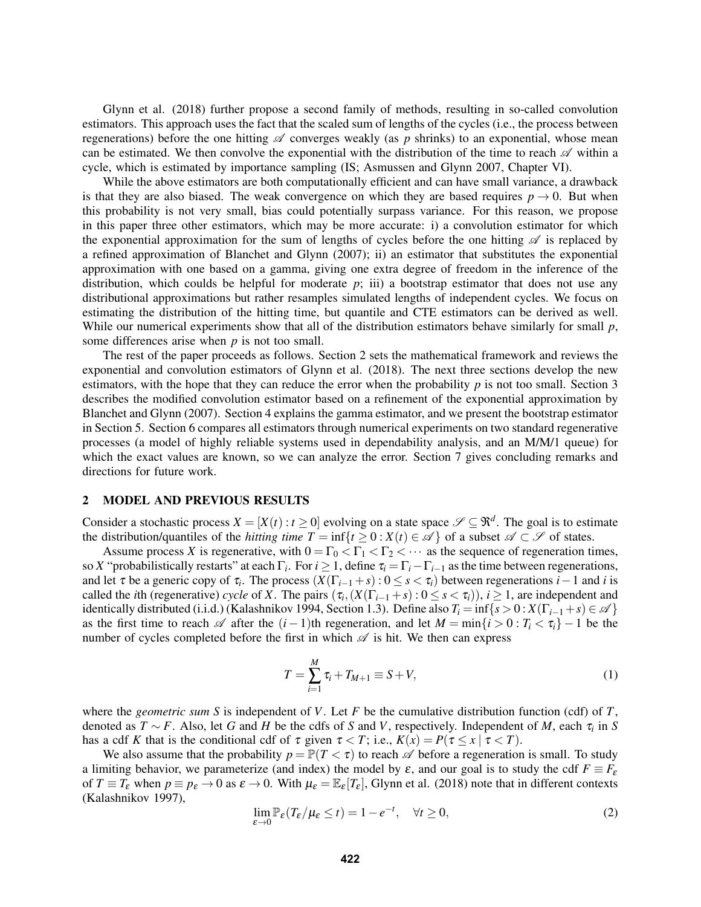Glynn et al. (2018) further propose a second family of methods, resulting in so-called convolution estimators. This approach uses the fact that the scaled sum of lengths of the cycles (i.e., the process between regenerations) before the one hitting $\mathscr{A}$ converges weakly (as $p$ shrinks) to an exponential, whose mean can be estimated. We then convolve the exponential with the distribution of the time to reach $\mathscr{A}$ within a cycle, which is estimated by importance sampling (IS; Asmussen and Glynn 2007, Chapter VI).

While the above estimators are both computationally efficient and can have small variance, a drawback is that they are also biased. The weak convergence on which they are based requires $p \to 0$. But when this probability is not very small, bias could potentially surpass variance. For this reason, we propose in this paper three other estimators, which may be more accurate: i) a convolution estimator for which the exponential approximation for the sum of lengths of cycles before the one hitting $\mathscr{A}$ is replaced by a refined approximation of Blanchet and Glynn (2007); ii) an estimator that substitutes the exponential approximation with one based on a gamma, giving one extra degree of freedom in the inference of the distribution, which coulds be helpful for moderate $p$; iii) a bootstrap estimator that does not use any distributional approximations but rather resamples simulated lengths of independent cycles. We focus on estimating the distribution of the hitting time, but quantile and CTE estimators can be derived as well. While our numerical experiments show that all of the distribution estimators behave similarly for small $p$, some differences arise when $p$ is not too small.

The rest of the paper proceeds as follows. Section 2 sets the mathematical framework and reviews the exponential and convolution estimators of Glynn et al. (2018). The next three sections develop the new estimators, with the hope that they can reduce the error when the probability $p$ is not too small. Section 3 describes the modified convolution estimator based on a refinement of the exponential approximation by Blanchet and Glynn (2007). Section 4 explains the gamma estimator, and we present the bootstrap estimator in Section 5. Section 6 compares all estimators through numerical experiments on two standard regenerative processes (a model of highly reliable systems used in dependability analysis, and an M/M/1 queue) for which the exact values are known, so we can analyze the error. Section 7 gives concluding remarks and directions for future work.

## 2 MODEL AND PREVIOUS RESULTS

Consider a stochastic process $X = [X(t) : t \geq 0]$ evolving on a state space $\mathscr{S} \subseteq \Re^d$. The goal is to estimate the distribution/quantiles of the *hitting time* $T = \inf\{t \geq 0 : X(t) \in \mathscr{A}\}$ of a subset $\mathscr{A} \subset \mathscr{S}$ of states.

Assume process $X$ is regenerative, with $0 = \Gamma_0 < \Gamma_1 < \Gamma_2 < \cdots$ as the sequence of regeneration times, so $X$ "probabilistically restarts" at each $\Gamma_i$. For $i \geq 1$, define $\tau_i = \Gamma_i - \Gamma_{i-1}$ as the time between regenerations, and let $\tau$ be a generic copy of $\tau_i$. The process $(X(\Gamma_{i-1} + s) : 0 \leq s < \tau_i)$ between regenerations $i-1$ and $i$ is called the $i$th (regenerative) *cycle* of $X$. The pairs $(\tau_i, (X(\Gamma_{i-1} + s) : 0 \leq s < \tau_i))$, $i \geq 1$, are independent and identically distributed (i.i.d.) (Kalashnikov 1994, Section 1.3). Define also $T_i = \inf\{s > 0 : X(\Gamma_{i-1} + s) \in \mathscr{A}\}$ as the first time to reach $\mathscr{A}$ after the $(i-1)$th regeneration, and let $M = \min\{i > 0 : T_i < \tau_i\} - 1$ be the number of cycles completed before the first in which $\mathscr{A}$ is hit. We then can express

$$T = \sum_{i=1}^{M} \tau_i + T_{M+1} \equiv S + V, \tag{1}$$

where the *geometric sum* $S$ is independent of $V$. Let $F$ be the cumulative distribution function (cdf) of $T$, denoted as $T \sim F$. Also, let $G$ and $H$ be the cdfs of $S$ and $V$, respectively. Independent of $M$, each $\tau_i$ in $S$ has a cdf $K$ that is the conditional cdf of $\tau$ given $\tau < T$; i.e., $K(x) = P(\tau \leq x \mid \tau < T)$.

We also assume that the probability $p = \mathbb{P}(T < \tau)$ to reach $\mathscr{A}$ before a regeneration is small. To study a limiting behavior, we parameterize (and index) the model by $\varepsilon$, and our goal is to study the cdf $F \equiv F_\varepsilon$ of $T \equiv T_\varepsilon$ when $p \equiv p_\varepsilon \to 0$ as $\varepsilon \to 0$. With $\mu_\varepsilon = \mathbb{E}_\varepsilon[T_\varepsilon]$, Glynn et al. (2018) note that in different contexts (Kalashnikov 1997),

$$\lim_{\varepsilon \to 0} \mathbb{P}_\varepsilon(T_\varepsilon / \mu_\varepsilon \leq t) = 1 - e^{-t}, \quad \forall t \geq 0, \tag{2}$$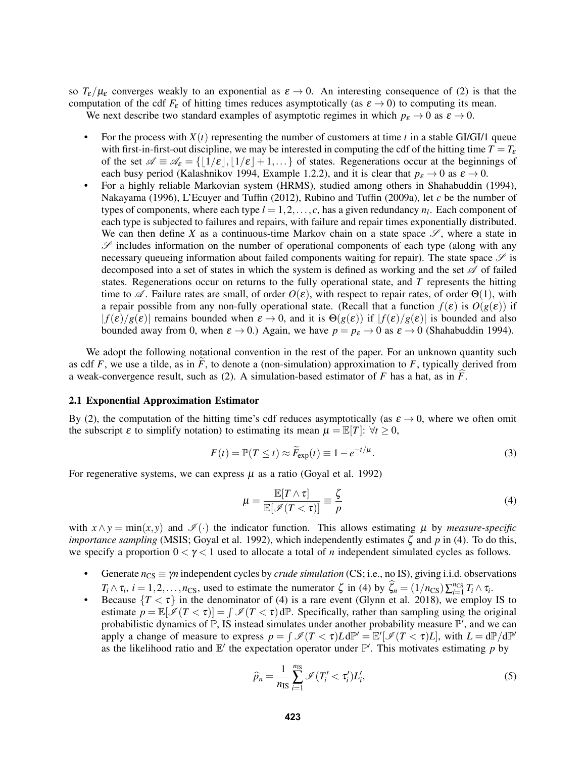so $T_\varepsilon/\mu_\varepsilon$ converges weakly to an exponential as $\varepsilon \to 0$. An interesting consequence of (2) is that the computation of the cdf $F_\varepsilon$ of hitting times reduces asymptotically (as $\varepsilon \to 0$) to computing its mean.

We next describe two standard examples of asymptotic regimes in which $p_\varepsilon \to 0$ as $\varepsilon \to 0$.

- For the process with $X(t)$ representing the number of customers at time $t$ in a stable GI/GI/1 queue with first-in-first-out discipline, we may be interested in computing the cdf of the hitting time $T = T_\varepsilon$ of the set $\mathscr{A} \equiv \mathscr{A}_\varepsilon = \{\lfloor 1/\varepsilon \rfloor, \lfloor 1/\varepsilon \rfloor + 1, \dots\}$ of states. Regenerations occur at the beginnings of each busy period (Kalashnikov 1994, Example 1.2.2), and it is clear that $p_\varepsilon \to 0$ as $\varepsilon \to 0$.
- For a highly reliable Markovian system (HRMS), studied among others in Shahabuddin (1994), Nakayama (1996), L'Ecuyer and Tuffin (2012), Rubino and Tuffin (2009a), let $c$ be the number of types of components, where each type $l = 1, 2, \dots, c$, has a given redundancy $n_l$. Each component of each type is subjected to failures and repairs, with failure and repair times exponentially distributed. We can then define $X$ as a continuous-time Markov chain on a state space $\mathscr{S}$, where a state in $\mathscr{S}$ includes information on the number of operational components of each type (along with any necessary queueing information about failed components waiting for repair). The state space $\mathscr{S}$ is decomposed into a set of states in which the system is defined as working and the set $\mathscr{A}$ of failed states. Regenerations occur on returns to the fully operational state, and $T$ represents the hitting time to $\mathscr{A}$. Failure rates are small, of order $O(\varepsilon)$, with respect to repair rates, of order $\Theta(1)$, with a repair possible from any non-fully operational state. (Recall that a function $f(\varepsilon)$ is $O(g(\varepsilon))$ if $|f(\varepsilon)/g(\varepsilon)|$ remains bounded when $\varepsilon \to 0$, and it is $\Theta(g(\varepsilon))$ if $|f(\varepsilon)/g(\varepsilon)|$ is bounded and also bounded away from 0, when $\varepsilon \to 0$.) Again, we have $p = p_\varepsilon \to 0$ as $\varepsilon \to 0$ (Shahabuddin 1994).

We adopt the following notational convention in the rest of the paper. For an unknown quantity such as cdf $F$, we use a tilde, as in $\widetilde{F}$, to denote a (non-simulation) approximation to $F$, typically derived from a weak-convergence result, such as (2). A simulation-based estimator of $F$ has a hat, as in $\widehat{F}$.

### 2.1 Exponential Approximation Estimator

By (2), the computation of the hitting time's cdf reduces asymptotically (as $\varepsilon \to 0$, where we often omit the subscript $\varepsilon$ to simplify notation) to estimating its mean $\mu = \mathbb{E}[T]$: $\forall t \geq 0$,

$$F(t) = \mathbb{P}(T \leq t) \approx \widetilde{F}_{\exp}(t) \equiv 1 - e^{-t/\mu}. \tag{3}$$

For regenerative systems, we can express $\mu$ as a ratio (Goyal et al. 1992)

$$\mu = \frac{\mathbb{E}[T \wedge \tau]}{\mathbb{E}[\mathscr{I}(T < \tau)]} \equiv \frac{\zeta}{p} \tag{4}$$

with $x \wedge y = \min(x, y)$ and $\mathscr{I}(\cdot)$ the indicator function. This allows estimating $\mu$ by *measure-specific importance sampling* (MSIS; Goyal et al. 1992), which independently estimates $\zeta$ and $p$ in (4). To do this, we specify a proportion $0 < \gamma < 1$ used to allocate a total of $n$ independent simulated cycles as follows.

- Generate $n_{\mathrm{CS}} \equiv \gamma n$ independent cycles by *crude simulation* (CS; i.e., no IS), giving i.i.d. observations $T_i \wedge \tau_i$, $i = 1, 2, \dots, n_{\mathrm{CS}}$, used to estimate the numerator $\zeta$ in (4) by $\widehat{\zeta}_n = (1/n_{\mathrm{CS}}) \sum_{i=1}^{n_{\mathrm{CS}}} T_i \wedge \tau_i$.
- Because $\{T < \tau\}$ in the denominator of (4) is a rare event (Glynn et al. 2018), we employ IS to estimate $p = \mathbb{E}[\mathscr{I}(T < \tau)] = \int \mathscr{I}(T < \tau)\, \mathrm{d}\mathbb{P}$. Specifically, rather than sampling using the original probabilistic dynamics of $\mathbb{P}$, IS instead simulates under another probability measure $\mathbb{P}'$, and we can apply a change of measure to express $p = \int \mathscr{I}(T < \tau) L \mathrm{d}\mathbb{P}' = \mathbb{E}'[\mathscr{I}(T < \tau) L]$, with $L = \mathrm{d}\mathbb{P}/\mathrm{d}\mathbb{P}'$ as the likelihood ratio and $\mathbb{E}'$ the expectation operator under $\mathbb{P}'$. This motivates estimating $p$ by

$$\widehat{p}_n = \frac{1}{n_{\mathrm{IS}}} \sum_{i=1}^{n_{\mathrm{IS}}} \mathscr{I}(T'_i < \tau'_i) L'_i, \tag{5}$$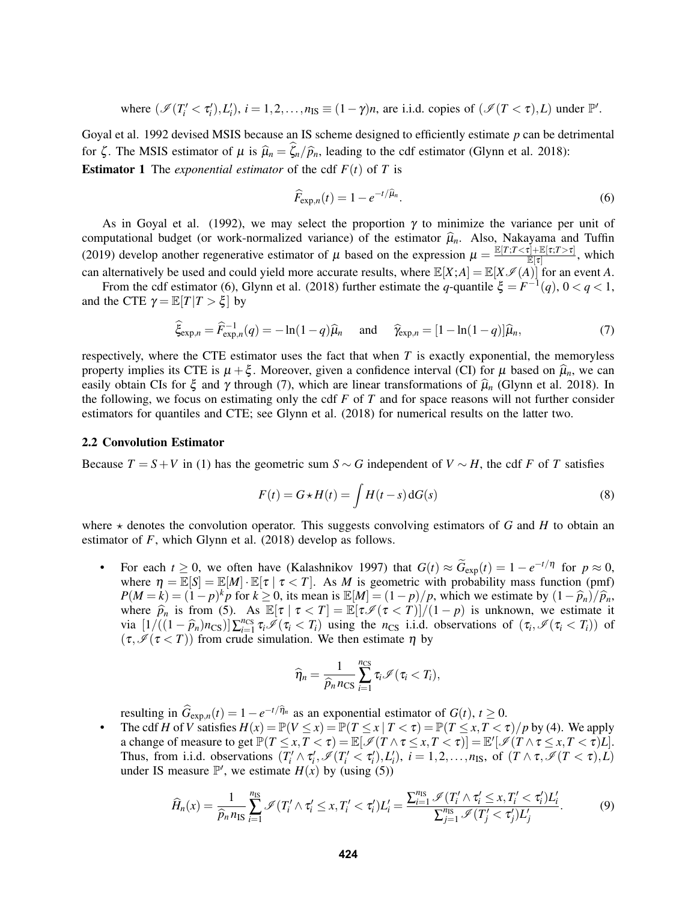where $(\mathscr{I}(T_i' < \tau_i'), L_i')$, $i = 1, 2, \ldots, n_{\text{IS}} \equiv (1-\gamma)n$, are i.i.d. copies of $(\mathscr{I}(T < \tau), L)$ under $\mathbb{P}'$.

Goyal et al. 1992 devised MSIS because an IS scheme designed to efficiently estimate $p$ can be detrimental for $\zeta$. The MSIS estimator of $\mu$ is $\widehat{\mu}_n = \widehat{\zeta}_n / \widehat{p}_n$, leading to the cdf estimator (Glynn et al. 2018):

**Estimator 1** The *exponential estimator* of the cdf $F(t)$ of $T$ is

$$\widehat{F}_{\exp,n}(t) = 1 - e^{-t/\widehat{\mu}_n}. \tag{6}$$

As in Goyal et al. (1992), we may select the proportion $\gamma$ to minimize the variance per unit of computational budget (or work-normalized variance) of the estimator $\widehat{\mu}_n$. Also, Nakayama and Tuffin (2019) develop another regenerative estimator of $\mu$ based on the expression $\mu = \frac{\mathbb{E}[T; T<\tau] + \mathbb{E}[\tau; T>\tau]}{\mathbb{E}[\tau]}$, which can alternatively be used and could yield more accurate results, where $\mathbb{E}[X; A] = \mathbb{E}[X \mathscr{I}(A)]$ for an event $A$.

From the cdf estimator (6), Glynn et al. (2018) further estimate the $q$-quantile $\xi = F^{-1}(q)$, $0 < q < 1$, and the CTE $\gamma = \mathbb{E}[T | T > \xi]$ by

$$\widehat{\xi}_{\exp,n} = \widehat{F}_{\exp,n}^{-1}(q) = -\ln(1-q)\widehat{\mu}_n \quad \text{ and } \quad \widehat{\gamma}_{\exp,n} = [1 - \ln(1-q)]\widehat{\mu}_n, \tag{7}$$

respectively, where the CTE estimator uses the fact that when $T$ is exactly exponential, the memoryless property implies its CTE is $\mu + \xi$. Moreover, given a confidence interval (CI) for $\mu$ based on $\widehat{\mu}_n$, we can easily obtain CIs for $\xi$ and $\gamma$ through (7), which are linear transformations of $\widehat{\mu}_n$ (Glynn et al. 2018). In the following, we focus on estimating only the cdf $F$ of $T$ and for space reasons will not further consider estimators for quantiles and CTE; see Glynn et al. (2018) for numerical results on the latter two.

### 2.2 Convolution Estimator

Because $T = S + V$ in (1) has the geometric sum $S \sim G$ independent of $V \sim H$, the cdf $F$ of $T$ satisfies

$$F(t) = G \star H(t) = \int H(t-s)\, \mathrm{d}G(s) \tag{8}$$

where $\star$ denotes the convolution operator. This suggests convolving estimators of $G$ and $H$ to obtain an estimator of $F$, which Glynn et al. (2018) develop as follows.

- For each $t \geq 0$, we often have (Kalashnikov 1997) that $G(t) \approx \widetilde{G}_{\exp}(t) = 1 - e^{-t/\eta}$ for $p \approx 0$, where $\eta = \mathbb{E}[S] = \mathbb{E}[M] \cdot \mathbb{E}[\tau \mid \tau < T]$. As $M$ is geometric with probability mass function (pmf) $P(M = k) = (1-p)^k p$ for $k \geq 0$, its mean is $\mathbb{E}[M] = (1-p)/p$, which we estimate by $(1-\widehat{p}_n)/\widehat{p}_n$, where $\widehat{p}_n$ is from (5). As $\mathbb{E}[\tau \mid \tau < T] = \mathbb{E}[\tau \mathscr{I}(\tau < T)]/(1-p)$ is unknown, we estimate it via $[1/((1-\widehat{p}_n)n_{\text{CS}})] \sum_{i=1}^{n_{\text{CS}}} \tau_i \mathscr{I}(\tau_i < T_i)$ using the $n_{\text{CS}}$ i.i.d. observations of $(\tau_i, \mathscr{I}(\tau_i < T_i))$ of $(\tau, \mathscr{I}(\tau < T))$ from crude simulation. We then estimate $\eta$ by

$$\widehat{\eta}_n = \frac{1}{\widehat{p}_n n_{\text{CS}}} \sum_{i=1}^{n_{\text{CS}}} \tau_i \mathscr{I}(\tau_i < T_i),$$

resulting in $\widehat{G}_{\exp,n}(t) = 1 - e^{-t/\widehat{\eta}_n}$ as an exponential estimator of $G(t)$, $t \geq 0$.

- The cdf $H$ of $V$ satisfies $H(x) = \mathbb{P}(V \leq x) = \mathbb{P}(T \leq x \mid T < \tau) = \mathbb{P}(T \leq x, T < \tau)/p$ by (4). We apply a change of measure to get $\mathbb{P}(T \leq x, T < \tau) = \mathbb{E}[\mathscr{I}(T \wedge \tau \leq x, T < \tau)] = \mathbb{E}'[\mathscr{I}(T \wedge \tau \leq x, T < \tau)L]$. Thus, from i.i.d. observations $(T_i' \wedge \tau_i', \mathscr{I}(T_i' < \tau_i'), L_i')$, $i = 1, 2, \ldots, n_{\text{IS}}$, of $(T \wedge \tau, \mathscr{I}(T < \tau), L)$ under IS measure $\mathbb{P}'$, we estimate $H(x)$ by (using (5))

$$\widehat{H}_n(x) = \frac{1}{\widehat{p}_n n_{\text{IS}}} \sum_{i=1}^{n_{\text{IS}}} \mathscr{I}(T_i' \wedge \tau_i' \leq x, T_i' < \tau_i')L_i' = \frac{\sum_{i=1}^{n_{\text{IS}}} \mathscr{I}(T_i' \wedge \tau_i' \leq x, T_i' < \tau_i')L_i'}{\sum_{j=1}^{n_{\text{IS}}} \mathscr{I}(T_j' < \tau_j')L_j'}. \tag{9}$$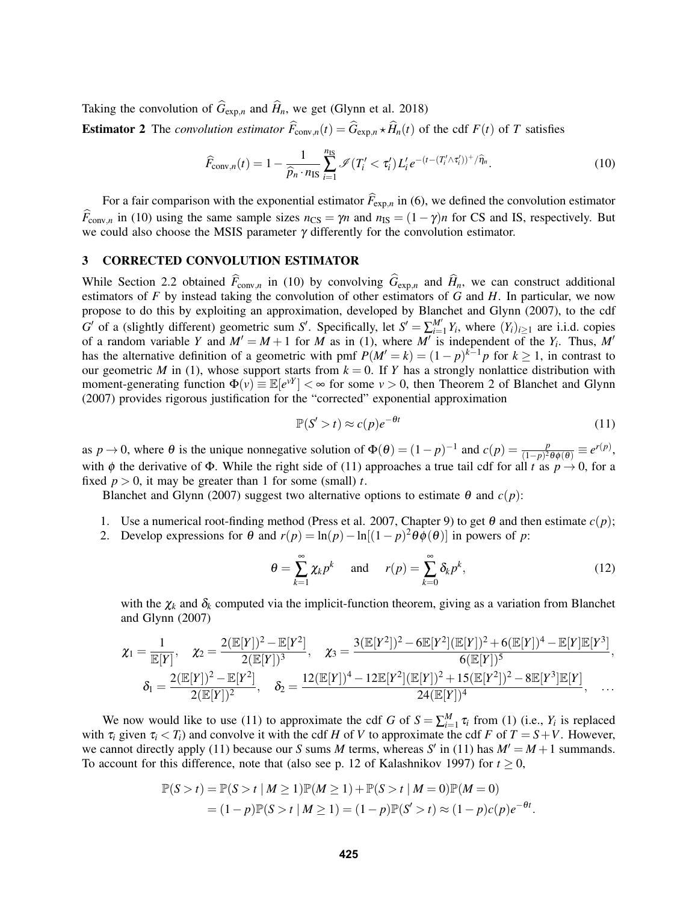Taking the convolution of $\widehat{G}_{\exp,n}$ and $\widehat{H}_n$, we get (Glynn et al. 2018)

**Estimator 2** The *convolution estimator* $\widehat{F}_{\text{conv},n}(t) = \widehat{G}_{\exp,n} \star \widehat{H}_n(t)$ of the cdf $F(t)$ of $T$ satisfies

$$\widehat{F}_{\text{conv},n}(t) = 1 - \frac{1}{\widehat{p}_n \cdot n_{\text{IS}}} \sum_{i=1}^{n_{\text{IS}}} \mathscr{I}(T_i' < \tau_i') L_i' e^{-(t-(T_i' \wedge \tau_i'))^+/\widehat{\eta}_n}. \tag{10}$$

For a fair comparison with the exponential estimator $\widehat{F}_{\exp,n}$ in (6), we defined the convolution estimator $\widehat{F}_{\text{conv},n}$ in (10) using the same sample sizes $n_{\text{CS}} = \gamma n$ and $n_{\text{IS}} = (1-\gamma)n$ for CS and IS, respectively. But we could also choose the MSIS parameter $\gamma$ differently for the convolution estimator.

## 3 CORRECTED CONVOLUTION ESTIMATOR

While Section 2.2 obtained $\widehat{F}_{\text{conv},n}$ in (10) by convolving $\widehat{G}_{\exp,n}$ and $\widehat{H}_n$, we can construct additional estimators of $F$ by instead taking the convolution of other estimators of $G$ and $H$. In particular, we now propose to do this by exploiting an approximation, developed by Blanchet and Glynn (2007), to the cdf $G'$ of a (slightly different) geometric sum $S'$. Specifically, let $S' = \sum_{i=1}^{M'} Y_i$, where $(Y_i)_{i \geq 1}$ are i.i.d. copies of a random variable $Y$ and $M' = M+1$ for $M$ as in (1), where $M'$ is independent of the $Y_i$. Thus, $M'$ has the alternative definition of a geometric with pmf $P(M' = k) = (1-p)^{k-1}p$ for $k \geq 1$, in contrast to our geometric $M$ in (1), whose support starts from $k = 0$. If $Y$ has a strongly nonlattice distribution with moment-generating function $\Phi(v) \equiv \mathbb{E}[e^{vY}] < \infty$ for some $v > 0$, then Theorem 2 of Blanchet and Glynn (2007) provides rigorous justification for the "corrected" exponential approximation

$$\mathbb{P}(S' > t) \approx c(p) e^{-\theta t} \tag{11}$$

as $p \to 0$, where $\theta$ is the unique nonnegative solution of $\Phi(\theta) = (1-p)^{-1}$ and $c(p) = \frac{p}{(1-p)^2 \theta \phi(\theta)} \equiv e^{r(p)}$, with $\phi$ the derivative of $\Phi$. While the right side of (11) approaches a true tail cdf for all $t$ as $p \to 0$, for a fixed $p > 0$, it may be greater than 1 for some (small) $t$.

Blanchet and Glynn (2007) suggest two alternative options to estimate $\theta$ and $c(p)$:

1. Use a numerical root-finding method (Press et al. 2007, Chapter 9) to get $\theta$ and then estimate $c(p)$;
2. Develop expressions for $\theta$ and $r(p) = \ln(p) - \ln[(1-p)^2 \theta \phi(\theta)]$ in powers of $p$:

$$\theta = \sum_{k=1}^{\infty} \chi_k p^k \quad \text{and} \quad r(p) = \sum_{k=0}^{\infty} \delta_k p^k, \tag{12}$$

with the $\chi_k$ and $\delta_k$ computed via the implicit-function theorem, giving as a variation from Blanchet and Glynn (2007)

$$\chi_1 = \frac{1}{\mathbb{E}[Y]}, \quad \chi_2 = \frac{2(\mathbb{E}[Y])^2 - \mathbb{E}[Y^2]}{2(\mathbb{E}[Y])^3}, \quad \chi_3 = \frac{3(\mathbb{E}[Y^2])^2 - 6\mathbb{E}[Y^2](\mathbb{E}[Y])^2 + 6(\mathbb{E}[Y])^4 - \mathbb{E}[Y]\mathbb{E}[Y^3]}{6(\mathbb{E}[Y])^5},$$

$$\delta_1 = \frac{2(\mathbb{E}[Y])^2 - \mathbb{E}[Y^2]}{2(\mathbb{E}[Y])^2}, \quad \delta_2 = \frac{12(\mathbb{E}[Y])^4 - 12\mathbb{E}[Y^2](\mathbb{E}[Y])^2 + 15(\mathbb{E}[Y^2])^2 - 8\mathbb{E}[Y^3]\mathbb{E}[Y]}{24(\mathbb{E}[Y])^4}, \quad \ldots$$

We now would like to use (11) to approximate the cdf $G$ of $S = \sum_{i=1}^{M} \tau_i$ from (1) (i.e., $Y_i$ is replaced with $\tau_i$ given $\tau_i < T_i$) and convolve it with the cdf $H$ of $V$ to approximate the cdf $F$ of $T = S + V$. However, we cannot directly apply (11) because our $S$ sums $M$ terms, whereas $S'$ in (11) has $M' = M+1$ summands. To account for this difference, note that (also see p. 12 of Kalashnikov 1997) for $t \geq 0$,

$$\begin{aligned}
\mathbb{P}(S > t) &= \mathbb{P}(S > t \mid M \geq 1)\mathbb{P}(M \geq 1) + \mathbb{P}(S > t \mid M = 0)\mathbb{P}(M = 0) \\
&= (1-p)\mathbb{P}(S > t \mid M \geq 1) = (1-p)\mathbb{P}(S' > t) \approx (1-p)c(p)e^{-\theta t}.
\end{aligned}$$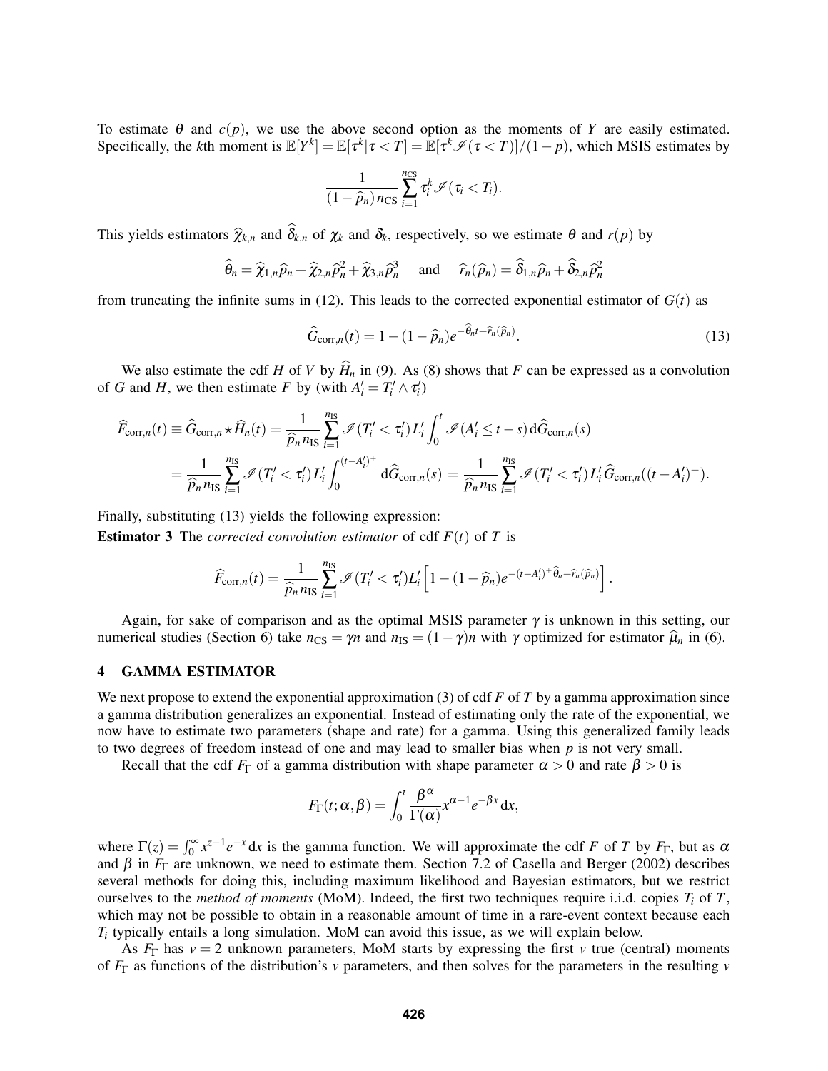To estimate $\theta$ and $c(p)$, we use the above second option as the moments of $Y$ are easily estimated. Specifically, the $k$th moment is $\mathbb{E}[Y^k] = \mathbb{E}[\tau^k | \tau < T] = \mathbb{E}[\tau^k \mathscr{I}(\tau < T)]/(1-p)$, which MSIS estimates by

$$\frac{1}{(1-\widehat{p}_n) n_{\text{CS}}} \sum_{i=1}^{n_{\text{CS}}} \tau_i^k \mathscr{I}(\tau_i < T_i).$$

This yields estimators $\widehat{\chi}_{k,n}$ and $\widehat{\delta}_{k,n}$ of $\chi_k$ and $\delta_k$, respectively, so we estimate $\theta$ and $r(p)$ by

$$\widehat{\theta}_n = \widehat{\chi}_{1,n}\widehat{p}_n + \widehat{\chi}_{2,n}\widehat{p}_n^2 + \widehat{\chi}_{3,n}\widehat{p}_n^3 \quad \text{ and } \quad \widehat{r}_n(\widehat{p}_n) = \widehat{\delta}_{1,n}\widehat{p}_n + \widehat{\delta}_{2,n}\widehat{p}_n^2$$

from truncating the infinite sums in (12). This leads to the corrected exponential estimator of $G(t)$ as

$$\widehat{G}_{\text{corr},n}(t) = 1 - (1-\widehat{p}_n) e^{-\widehat{\theta}_n t + \widehat{r}_n(\widehat{p}_n)}. \tag{13}$$

We also estimate the cdf $H$ of $V$ by $\widehat{H}_n$ in (9). As (8) shows that $F$ can be expressed as a convolution of $G$ and $H$, we then estimate $F$ by (with $A_i' = T_i' \wedge \tau_i'$)

$$\begin{aligned}
\widehat{F}_{\text{corr},n}(t) \equiv \widehat{G}_{\text{corr},n} \star \widehat{H}_n(t) &= \frac{1}{\widehat{p}_n n_{\text{IS}}} \sum_{i=1}^{n_{\text{IS}}} \mathscr{I}(T_i' < \tau_i') L_i' \int_0^t \mathscr{I}(A_i' \le t-s)\, \mathrm{d}\widehat{G}_{\text{corr},n}(s) \\
&= \frac{1}{\widehat{p}_n n_{\text{IS}}} \sum_{i=1}^{n_{\text{IS}}} \mathscr{I}(T_i' < \tau_i') L_i' \int_0^{(t-A_i')^+} \mathrm{d}\widehat{G}_{\text{corr},n}(s) = \frac{1}{\widehat{p}_n n_{\text{IS}}} \sum_{i=1}^{n_{\text{IS}}} \mathscr{I}(T_i' < \tau_i') L_i' \widehat{G}_{\text{corr},n}((t-A_i')^+).
\end{aligned}$$

Finally, substituting (13) yields the following expression:

**Estimator 3** The *corrected convolution estimator* of cdf $F(t)$ of $T$ is

$$\widehat{F}_{\text{corr},n}(t) = \frac{1}{\widehat{p}_n n_{\text{IS}}} \sum_{i=1}^{n_{\text{IS}}} \mathscr{I}(T_i' < \tau_i') L_i' \left[1 - (1-\widehat{p}_n) e^{-(t-A_i')^+ \widehat{\theta}_n + \widehat{r}_n(\widehat{p}_n)}\right].$$

Again, for sake of comparison and as the optimal MSIS parameter $\gamma$ is unknown in this setting, our numerical studies (Section 6) take $n_{\text{CS}} = \gamma n$ and $n_{\text{IS}} = (1-\gamma)n$ with $\gamma$ optimized for estimator $\widehat{\mu}_n$ in (6).

## 4 GAMMA ESTIMATOR

We next propose to extend the exponential approximation (3) of cdf $F$ of $T$ by a gamma approximation since a gamma distribution generalizes an exponential. Instead of estimating only the rate of the exponential, we now have to estimate two parameters (shape and rate) for a gamma. Using this generalized family leads to two degrees of freedom instead of one and may lead to smaller bias when $p$ is not very small.

Recall that the cdf $F_\Gamma$ of a gamma distribution with shape parameter $\alpha > 0$ and rate $\beta > 0$ is

$$F_\Gamma(t;\alpha,\beta) = \int_0^t \frac{\beta^\alpha}{\Gamma(\alpha)} x^{\alpha-1} e^{-\beta x}\, \mathrm{d}x,$$

where $\Gamma(z) = \int_0^\infty x^{z-1} e^{-x}\, \mathrm{d}x$ is the gamma function. We will approximate the cdf $F$ of $T$ by $F_\Gamma$, but as $\alpha$ and $\beta$ in $F_\Gamma$ are unknown, we need to estimate them. Section 7.2 of Casella and Berger (2002) describes several methods for doing this, including maximum likelihood and Bayesian estimators, but we restrict ourselves to the *method of moments* (MoM). Indeed, the first two techniques require i.i.d. copies $T_i$ of $T$, which may not be possible to obtain in a reasonable amount of time in a rare-event context because each $T_i$ typically entails a long simulation. MoM can avoid this issue, as we will explain below.

As $F_\Gamma$ has $v = 2$ unknown parameters, MoM starts by expressing the first $v$ true (central) moments of $F_\Gamma$ as functions of the distribution's $v$ parameters, and then solves for the parameters in the resulting $v$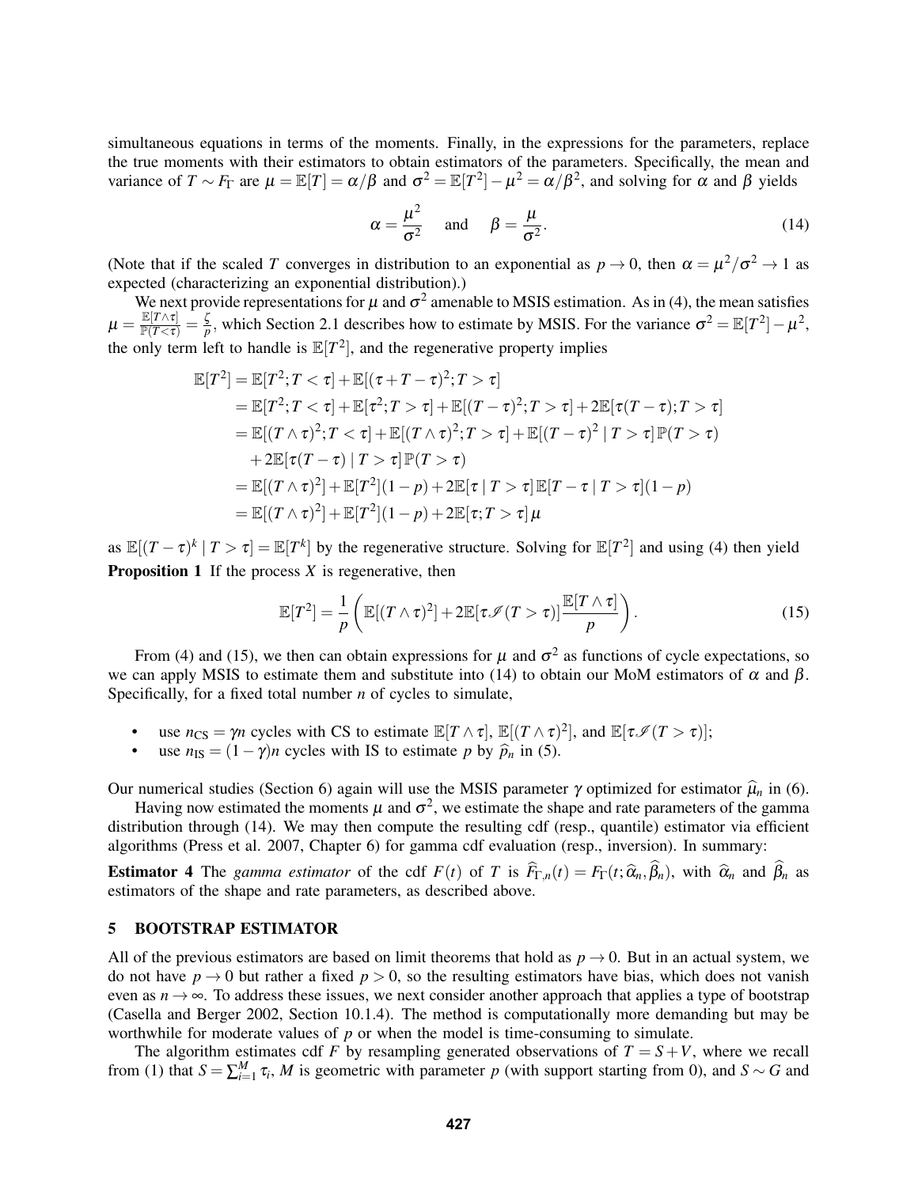simultaneous equations in terms of the moments. Finally, in the expressions for the parameters, replace the true moments with their estimators to obtain estimators of the parameters. Specifically, the mean and variance of $T \sim F_\Gamma$ are $\mu = \mathbb{E}[T] = \alpha/\beta$ and $\sigma^2 = \mathbb{E}[T^2] - \mu^2 = \alpha/\beta^2$, and solving for $\alpha$ and $\beta$ yields

$$\alpha = \frac{\mu^2}{\sigma^2} \quad \text{and} \quad \beta = \frac{\mu}{\sigma^2}. \tag{14}$$

(Note that if the scaled $T$ converges in distribution to an exponential as $p \to 0$, then $\alpha = \mu^2/\sigma^2 \to 1$ as expected (characterizing an exponential distribution).)

We next provide representations for $\mu$ and $\sigma^2$ amenable to MSIS estimation. As in (4), the mean satisfies $\mu = \frac{\mathbb{E}[T \wedge \tau]}{\mathbb{P}(T<\tau)} = \frac{\zeta}{p}$, which Section 2.1 describes how to estimate by MSIS. For the variance $\sigma^2 = \mathbb{E}[T^2] - \mu^2$, the only term left to handle is $\mathbb{E}[T^2]$, and the regenerative property implies

$$
\begin{aligned}
\mathbb{E}[T^2] &= \mathbb{E}[T^2; T < \tau] + \mathbb{E}[(\tau + T - \tau)^2; T > \tau] \\
&= \mathbb{E}[T^2; T < \tau] + \mathbb{E}[\tau^2; T > \tau] + \mathbb{E}[(T-\tau)^2; T > \tau] + 2\mathbb{E}[\tau(T-\tau); T > \tau] \\
&= \mathbb{E}[(T \wedge \tau)^2; T < \tau] + \mathbb{E}[(T \wedge \tau)^2; T > \tau] + \mathbb{E}[(T-\tau)^2 \mid T > \tau]\,\mathbb{P}(T > \tau) \\
&\quad + 2\mathbb{E}[\tau(T-\tau) \mid T > \tau]\,\mathbb{P}(T > \tau) \\
&= \mathbb{E}[(T \wedge \tau)^2] + \mathbb{E}[T^2](1-p) + 2\mathbb{E}[\tau \mid T > \tau]\,\mathbb{E}[T - \tau \mid T > \tau](1-p) \\
&= \mathbb{E}[(T \wedge \tau)^2] + \mathbb{E}[T^2](1-p) + 2\mathbb{E}[\tau; T > \tau]\,\mu
\end{aligned}
$$

as $\mathbb{E}[(T-\tau)^k \mid T > \tau] = \mathbb{E}[T^k]$ by the regenerative structure. Solving for $\mathbb{E}[T^2]$ and using (4) then yield

**Proposition 1** If the process $X$ is regenerative, then

$$\mathbb{E}[T^2] = \frac{1}{p}\left(\mathbb{E}[(T \wedge \tau)^2] + 2\mathbb{E}[\tau \mathscr{I}(T > \tau)]\frac{\mathbb{E}[T \wedge \tau]}{p}\right). \tag{15}$$

From (4) and (15), we then can obtain expressions for $\mu$ and $\sigma^2$ as functions of cycle expectations, so we can apply MSIS to estimate them and substitute into (14) to obtain our MoM estimators of $\alpha$ and $\beta$. Specifically, for a fixed total number $n$ of cycles to simulate,

- use $n_{\mathrm{CS}} = \gamma n$ cycles with CS to estimate $\mathbb{E}[T \wedge \tau]$, $\mathbb{E}[(T \wedge \tau)^2]$, and $\mathbb{E}[\tau \mathscr{I}(T > \tau)]$;
- use $n_{\mathrm{IS}} = (1-\gamma)n$ cycles with IS to estimate $p$ by $\widehat{p}_n$ in (5).

Our numerical studies (Section 6) again will use the MSIS parameter $\gamma$ optimized for estimator $\widehat{\mu}_n$ in (6).

Having now estimated the moments $\mu$ and $\sigma^2$, we estimate the shape and rate parameters of the gamma distribution through (14). We may then compute the resulting cdf (resp., quantile) estimator via efficient algorithms (Press et al. 2007, Chapter 6) for gamma cdf evaluation (resp., inversion). In summary:

**Estimator 4** The *gamma estimator* of the cdf $F(t)$ of $T$ is $\widehat{F}_{\Gamma,n}(t) = F_\Gamma(t; \widehat{\alpha}_n, \widehat{\beta}_n)$, with $\widehat{\alpha}_n$ and $\widehat{\beta}_n$ as estimators of the shape and rate parameters, as described above.

## 5 BOOTSTRAP ESTIMATOR

All of the previous estimators are based on limit theorems that hold as $p \to 0$. But in an actual system, we do not have $p \to 0$ but rather a fixed $p > 0$, so the resulting estimators have bias, which does not vanish even as $n \to \infty$. To address these issues, we next consider another approach that applies a type of bootstrap (Casella and Berger 2002, Section 10.1.4). The method is computationally more demanding but may be worthwhile for moderate values of $p$ or when the model is time-consuming to simulate.

The algorithm estimates cdf $F$ by resampling generated observations of $T = S + V$, where we recall from (1) that $S = \sum_{i=1}^{M} \tau_i$, $M$ is geometric with parameter $p$ (with support starting from 0), and $S \sim G$ and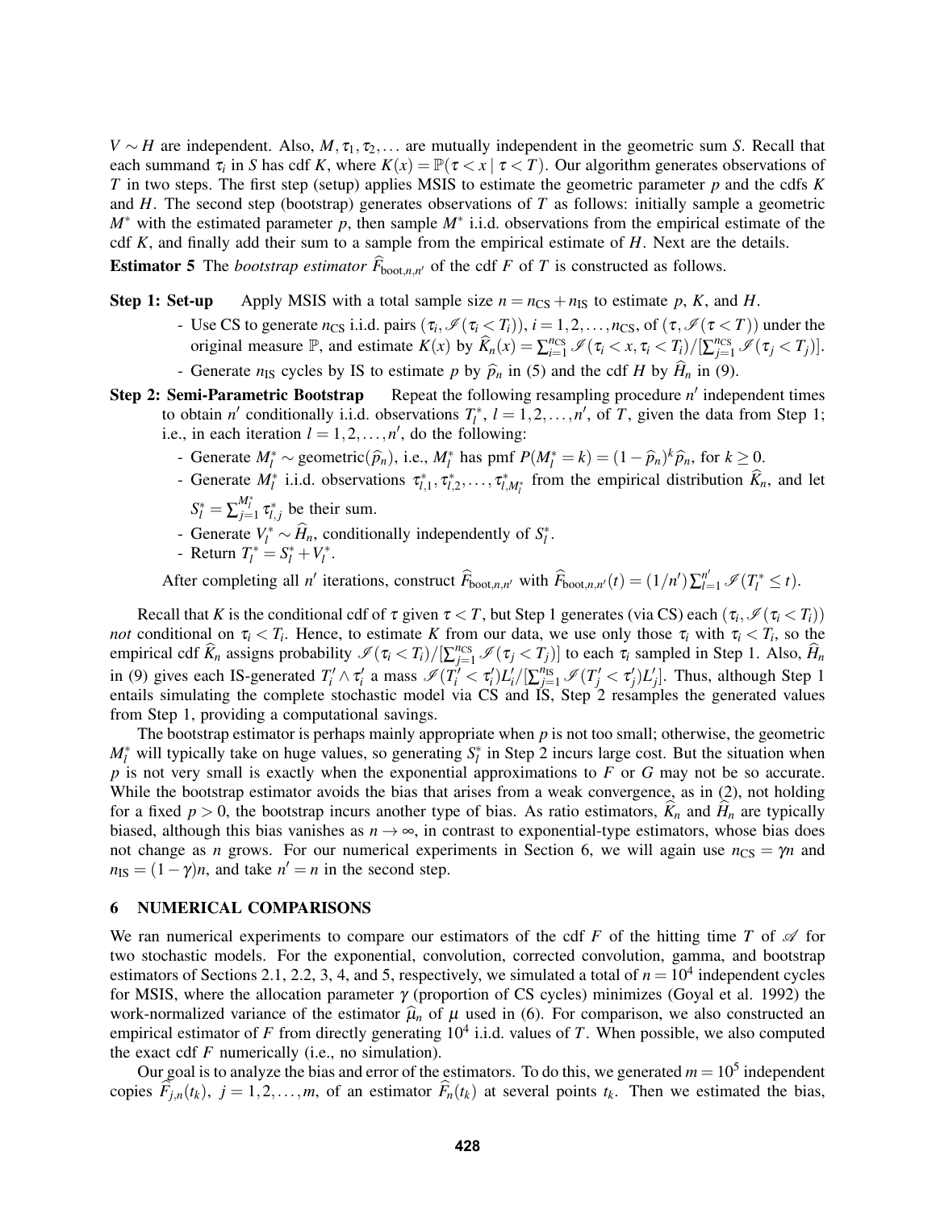$V \sim H$ are independent. Also, $M, \tau_1, \tau_2, \ldots$ are mutually independent in the geometric sum $S$. Recall that each summand $\tau_i$ in $S$ has cdf $K$, where $K(x) = \mathbb{P}(\tau < x \mid \tau < T)$. Our algorithm generates observations of $T$ in two steps. The first step (setup) applies MSIS to estimate the geometric parameter $p$ and the cdfs $K$ and $H$. The second step (bootstrap) generates observations of $T$ as follows: initially sample a geometric $M^*$ with the estimated parameter $p$, then sample $M^*$ i.i.d. observations from the empirical estimate of the cdf $K$, and finally add their sum to a sample from the empirical estimate of $H$. Next are the details.

**Estimator 5** The *bootstrap estimator* $\widehat{F}_{\text{boot},n,n'}$ of the cdf $F$ of $T$ is constructed as follows.

**Step 1: Set-up** Apply MSIS with a total sample size $n = n_{\text{CS}} + n_{\text{IS}}$ to estimate $p$, $K$, and $H$.

- Use CS to generate $n_{\text{CS}}$ i.i.d. pairs $(\tau_i, \mathscr{I}(\tau_i < T_i))$, $i = 1, 2, \ldots, n_{\text{CS}}$, of $(\tau, \mathscr{I}(\tau < T))$ under the original measure $\mathbb{P}$, and estimate $K(x)$ by $\widehat{K}_n(x) = \sum_{i=1}^{n_{\text{CS}}} \mathscr{I}(\tau_i < x, \tau_i < T_i)/[\sum_{j=1}^{n_{\text{CS}}} \mathscr{I}(\tau_j < T_j)]$.
- Generate $n_{\text{IS}}$ cycles by IS to estimate $p$ by $\widehat{p}_n$ in (5) and the cdf $H$ by $\widehat{H}_n$ in (9).

**Step 2: Semi-Parametric Bootstrap** Repeat the following resampling procedure $n'$ independent times to obtain $n'$ conditionally i.i.d. observations $T_l^*$, $l = 1, 2, \ldots, n'$, of $T$, given the data from Step 1; i.e., in each iteration $l = 1, 2, \ldots, n'$, do the following:

- Generate $M_l^* \sim \text{geometric}(\widehat{p}_n)$, i.e., $M_l^*$ has pmf $P(M_l^* = k) = (1 - \widehat{p}_n)^k \widehat{p}_n$, for $k \geq 0$.
- Generate $M_l^*$ i.i.d. observations $\tau_{l,1}^*, \tau_{l,2}^*, \ldots, \tau_{l,M_l^*}^*$ from the empirical distribution $\widehat{K}_n$, and let $S_l^* = \sum_{j=1}^{M_l^*} \tau_{l,j}^*$ be their sum.
- Generate $V_l^* \sim \widehat{H}_n$, conditionally independently of $S_l^*$.
- Return $T_l^* = S_l^* + V_l^*$.

After completing all $n'$ iterations, construct $\widehat{F}_{\text{boot},n,n'}$ with $\widehat{F}_{\text{boot},n,n'}(t) = (1/n') \sum_{l=1}^{n'} \mathscr{I}(T_l^* \leq t)$.

Recall that $K$ is the conditional cdf of $\tau$ given $\tau < T$, but Step 1 generates (via CS) each $(\tau_i, \mathscr{I}(\tau_i < T_i))$ *not* conditional on $\tau_i < T_i$. Hence, to estimate $K$ from our data, we use only those $\tau_i$ with $\tau_i < T_i$, so the empirical cdf $\widehat{K}_n$ assigns probability $\mathscr{I}(\tau_i < T_i)/[\sum_{j=1}^{n_{\text{CS}}} \mathscr{I}(\tau_j < T_j)]$ to each $\tau_i$ sampled in Step 1. Also, $\widehat{H}_n$ in (9) gives each IS-generated $T_i' \wedge \tau_i'$ a mass $\mathscr{I}(T_i' < \tau_i') L_i' / [\sum_{j=1}^{n_{\text{IS}}} \mathscr{I}(T_j' < \tau_j') L_j']$. Thus, although Step 1 entails simulating the complete stochastic model via CS and IS, Step 2 resamples the generated values from Step 1, providing a computational savings.

The bootstrap estimator is perhaps mainly appropriate when $p$ is not too small; otherwise, the geometric $M_l^*$ will typically take on huge values, so generating $S_l^*$ in Step 2 incurs large cost. But the situation when $p$ is not very small is exactly when the exponential approximations to $F$ or $G$ may not be so accurate. While the bootstrap estimator avoids the bias that arises from a weak convergence, as in (2), not holding for a fixed $p > 0$, the bootstrap incurs another type of bias. As ratio estimators, $\widehat{K}_n$ and $\widehat{H}_n$ are typically biased, although this bias vanishes as $n \to \infty$, in contrast to exponential-type estimators, whose bias does not change as $n$ grows. For our numerical experiments in Section 6, we will again use $n_{\text{CS}} = \gamma n$ and $n_{\text{IS}} = (1 - \gamma) n$, and take $n' = n$ in the second step.

## 6 NUMERICAL COMPARISONS

We ran numerical experiments to compare our estimators of the cdf $F$ of the hitting time $T$ of $\mathscr{A}$ for two stochastic models. For the exponential, convolution, corrected convolution, gamma, and bootstrap estimators of Sections 2.1, 2.2, 3, 4, and 5, respectively, we simulated a total of $n = 10^4$ independent cycles for MSIS, where the allocation parameter $\gamma$ (proportion of CS cycles) minimizes (Goyal et al. 1992) the work-normalized variance of the estimator $\widehat{\mu}_n$ of $\mu$ used in (6). For comparison, we also constructed an empirical estimator of $F$ from directly generating $10^4$ i.i.d. values of $T$. When possible, we also computed the exact cdf $F$ numerically (i.e., no simulation).

Our goal is to analyze the bias and error of the estimators. To do this, we generated $m = 10^5$ independent copies $\widehat{F}_{j,n}(t_k)$, $j = 1, 2, \ldots, m$, of an estimator $\widehat{F}_n(t_k)$ at several points $t_k$. Then we estimated the bias,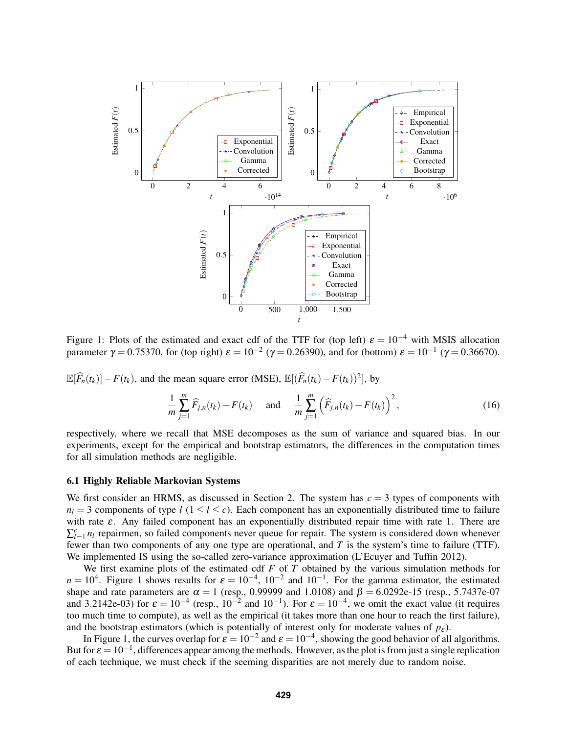Figure 1: Plots of the estimated and exact cdf of the TTF for (top left) $\varepsilon = 10^{-4}$ with MSIS allocation parameter $\gamma = 0.75370$, for (top right) $\varepsilon = 10^{-2}$ ($\gamma = 0.26390$), and for (bottom) $\varepsilon = 10^{-1}$ ($\gamma = 0.36670$).

$\mathbb{E}[\widehat{F}_n(t_k)] - F(t_k)$, and the mean square error (MSE), $\mathbb{E}[(\widehat{F}_n(t_k) - F(t_k))^2]$, by

$$\frac{1}{m}\sum_{j=1}^{m} \widehat{F}_{j,n}(t_k) - F(t_k) \quad \text{and} \quad \frac{1}{m}\sum_{j=1}^{m}\left(\widehat{F}_{j,n}(t_k) - F(t_k)\right)^2, \tag{16}$$

respectively, where we recall that MSE decomposes as the sum of variance and squared bias. In our experiments, except for the empirical and bootstrap estimators, the differences in the computation times for all simulation methods are negligible.

### 6.1 Highly Reliable Markovian Systems

We first consider an HRMS, as discussed in Section 2. The system has $c = 3$ types of components with $n_l = 3$ components of type $l$ ($1 \le l \le c$). Each component has an exponentially distributed time to failure with rate $\varepsilon$. Any failed component has an exponentially distributed repair time with rate 1. There are $\sum_{l=1}^{c} n_l$ repairmen, so failed components never queue for repair. The system is considered down whenever fewer than two components of any one type are operational, and $T$ is the system's time to failure (TTF). We implemented IS using the so-called zero-variance approximation (L'Ecuyer and Tuffin 2012).

We first examine plots of the estimated cdf $F$ of $T$ obtained by the various simulation methods for $n = 10^4$. Figure 1 shows results for $\varepsilon = 10^{-4}$, $10^{-2}$ and $10^{-1}$. For the gamma estimator, the estimated shape and rate parameters are $\alpha = 1$ (resp., 0.99999 and 1.0108) and $\beta =$ 6.0292e-15 (resp., 5.7437e-07 and 3.2142e-03) for $\varepsilon = 10^{-4}$ (resp., $10^{-2}$ and $10^{-1}$). For $\varepsilon = 10^{-4}$, we omit the exact value (it requires too much time to compute), as well as the empirical (it takes more than one hour to reach the first failure), and the bootstrap estimators (which is potentially of interest only for moderate values of $p_\varepsilon$).

In Figure 1, the curves overlap for $\varepsilon = 10^{-2}$ and $\varepsilon = 10^{-4}$, showing the good behavior of all algorithms. But for $\varepsilon = 10^{-1}$, differences appear among the methods. However, as the plot is from just a single replication of each technique, we must check if the seeming disparities are not merely due to random noise.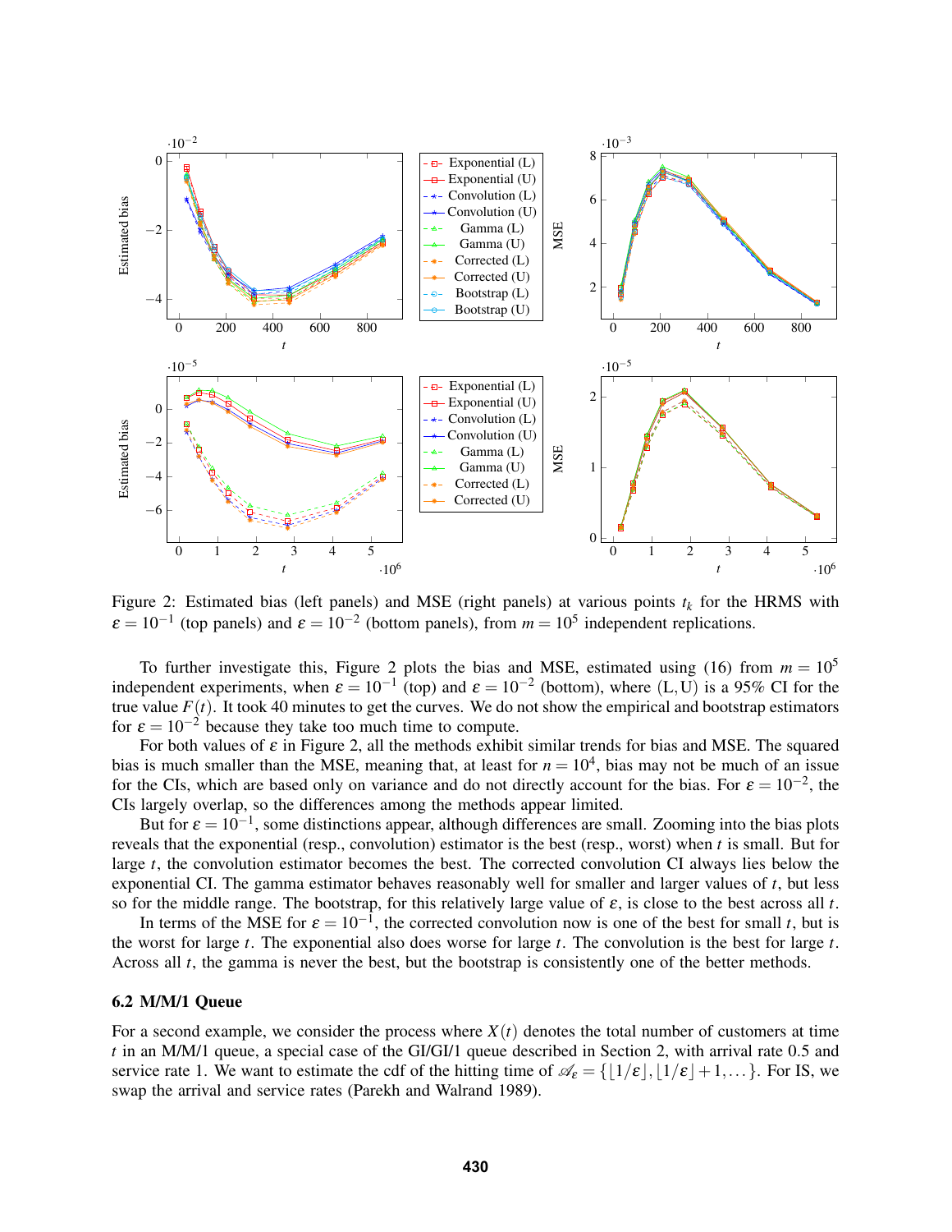Figure 2: Estimated bias (left panels) and MSE (right panels) at various points $t_k$ for the HRMS with $\varepsilon = 10^{-1}$ (top panels) and $\varepsilon = 10^{-2}$ (bottom panels), from $m = 10^5$ independent replications.

To further investigate this, Figure 2 plots the bias and MSE, estimated using (16) from $m = 10^5$ independent experiments, when $\varepsilon = 10^{-1}$ (top) and $\varepsilon = 10^{-2}$ (bottom), where (L,U) is a 95% CI for the true value $F(t)$. It took 40 minutes to get the curves. We do not show the empirical and bootstrap estimators for $\varepsilon = 10^{-2}$ because they take too much time to compute.

For both values of $\varepsilon$ in Figure 2, all the methods exhibit similar trends for bias and MSE. The squared bias is much smaller than the MSE, meaning that, at least for $n = 10^4$, bias may not be much of an issue for the CIs, which are based only on variance and do not directly account for the bias. For $\varepsilon = 10^{-2}$, the CIs largely overlap, so the differences among the methods appear limited.

But for $\varepsilon = 10^{-1}$, some distinctions appear, although differences are small. Zooming into the bias plots reveals that the exponential (resp., convolution) estimator is the best (resp., worst) when $t$ is small. But for large $t$, the convolution estimator becomes the best. The corrected convolution CI always lies below the exponential CI. The gamma estimator behaves reasonably well for smaller and larger values of $t$, but less so for the middle range. The bootstrap, for this relatively large value of $\varepsilon$, is close to the best across all $t$.

In terms of the MSE for $\varepsilon = 10^{-1}$, the corrected convolution now is one of the best for small $t$, but is the worst for large $t$. The exponential also does worse for large $t$. The convolution is the best for large $t$. Across all $t$, the gamma is never the best, but the bootstrap is consistently one of the better methods.

### 6.2 M/M/1 Queue

For a second example, we consider the process where $X(t)$ denotes the total number of customers at time $t$ in an M/M/1 queue, a special case of the GI/GI/1 queue described in Section 2, with arrival rate 0.5 and service rate 1. We want to estimate the cdf of the hitting time of $\mathscr{A}_\varepsilon = \{\lfloor 1/\varepsilon \rfloor, \lfloor 1/\varepsilon \rfloor + 1, \ldots\}$. For IS, we swap the arrival and service rates (Parekh and Walrand 1989).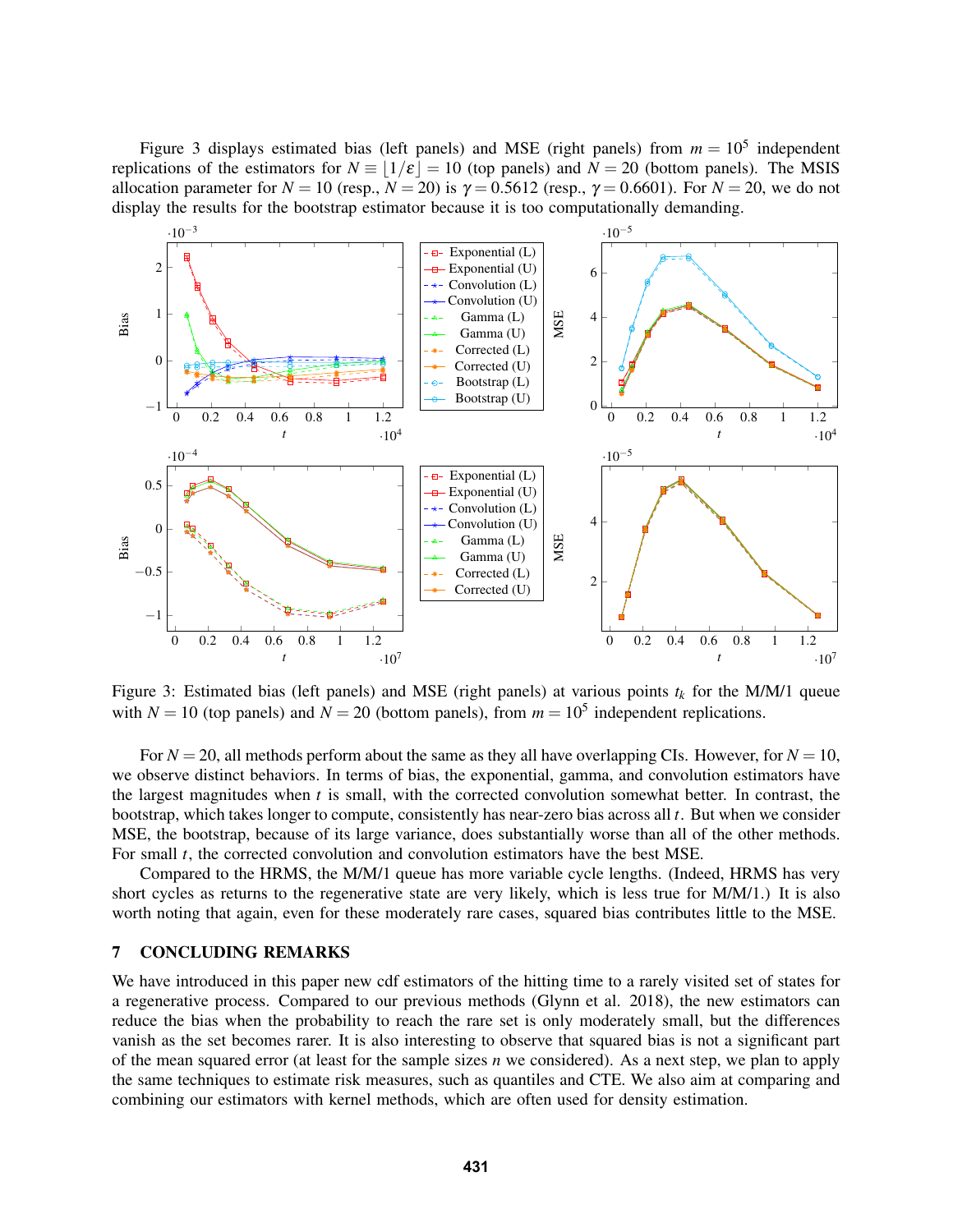Figure 3 displays estimated bias (left panels) and MSE (right panels) from $m = 10^5$ independent replications of the estimators for $N \equiv \lfloor 1/\varepsilon \rfloor = 10$ (top panels) and $N = 20$ (bottom panels). The MSIS allocation parameter for $N = 10$ (resp., $N = 20$) is $\gamma = 0.5612$ (resp., $\gamma = 0.6601$). For $N = 20$, we do not display the results for the bootstrap estimator because it is too computationally demanding.

Figure 3: Estimated bias (left panels) and MSE (right panels) at various points $t_k$ for the M/M/1 queue with $N = 10$ (top panels) and $N = 20$ (bottom panels), from $m = 10^5$ independent replications.

For $N = 20$, all methods perform about the same as they all have overlapping CIs. However, for $N = 10$, we observe distinct behaviors. In terms of bias, the exponential, gamma, and convolution estimators have the largest magnitudes when $t$ is small, with the corrected convolution somewhat better. In contrast, the bootstrap, which takes longer to compute, consistently has near-zero bias across all $t$. But when we consider MSE, the bootstrap, because of its large variance, does substantially worse than all of the other methods. For small $t$, the corrected convolution and convolution estimators have the best MSE.

Compared to the HRMS, the M/M/1 queue has more variable cycle lengths. (Indeed, HRMS has very short cycles as returns to the regenerative state are very likely, which is less true for M/M/1.) It is also worth noting that again, even for these moderately rare cases, squared bias contributes little to the MSE.

## 7 CONCLUDING REMARKS

We have introduced in this paper new cdf estimators of the hitting time to a rarely visited set of states for a regenerative process. Compared to our previous methods (Glynn et al. 2018), the new estimators can reduce the bias when the probability to reach the rare set is only moderately small, but the differences vanish as the set becomes rarer. It is also interesting to observe that squared bias is not a significant part of the mean squared error (at least for the sample sizes $n$ we considered). As a next step, we plan to apply the same techniques to estimate risk measures, such as quantiles and CTE. We also aim at comparing and combining our estimators with kernel methods, which are often used for density estimation.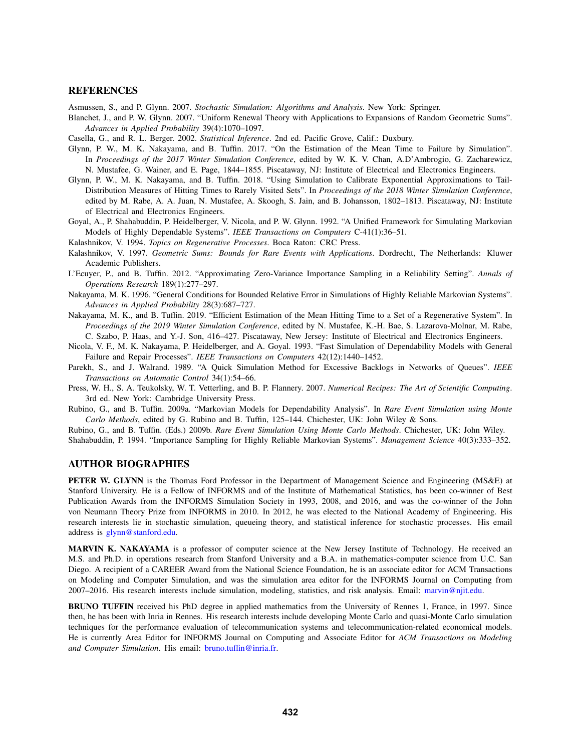## REFERENCES

Asmussen, S., and P. Glynn. 2007. *Stochastic Simulation: Algorithms and Analysis*. New York: Springer.

Blanchet, J., and P. W. Glynn. 2007. "Uniform Renewal Theory with Applications to Expansions of Random Geometric Sums". *Advances in Applied Probability* 39(4):1070–1097.

Casella, G., and R. L. Berger. 2002. *Statistical Inference*. 2nd ed. Pacific Grove, Calif.: Duxbury.

Glynn, P. W., M. K. Nakayama, and B. Tuffin. 2017. "On the Estimation of the Mean Time to Failure by Simulation". In *Proceedings of the 2017 Winter Simulation Conference*, edited by W. K. V. Chan, A.D'Ambrogio, G. Zacharewicz, N. Mustafee, G. Wainer, and E. Page, 1844–1855. Piscataway, NJ: Institute of Electrical and Electronics Engineers.

Glynn, P. W., M. K. Nakayama, and B. Tuffin. 2018. "Using Simulation to Calibrate Exponential Approximations to Tail-Distribution Measures of Hitting Times to Rarely Visited Sets". In *Proceedings of the 2018 Winter Simulation Conference*, edited by M. Rabe, A. A. Juan, N. Mustafee, A. Skoogh, S. Jain, and B. Johansson, 1802–1813. Piscataway, NJ: Institute of Electrical and Electronics Engineers.

Goyal, A., P. Shahabuddin, P. Heidelberger, V. Nicola, and P. W. Glynn. 1992. "A Unified Framework for Simulating Markovian Models of Highly Dependable Systems". *IEEE Transactions on Computers* C-41(1):36–51.

Kalashnikov, V. 1994. *Topics on Regenerative Processes*. Boca Raton: CRC Press.

Kalashnikov, V. 1997. *Geometric Sums: Bounds for Rare Events with Applications*. Dordrecht, The Netherlands: Kluwer Academic Publishers.

L'Ecuyer, P., and B. Tuffin. 2012. "Approximating Zero-Variance Importance Sampling in a Reliability Setting". *Annals of Operations Research* 189(1):277–297.

Nakayama, M. K. 1996. "General Conditions for Bounded Relative Error in Simulations of Highly Reliable Markovian Systems". *Advances in Applied Probability* 28(3):687–727.

Nakayama, M. K., and B. Tuffin. 2019. "Efficient Estimation of the Mean Hitting Time to a Set of a Regenerative System". In *Proceedings of the 2019 Winter Simulation Conference*, edited by N. Mustafee, K.-H. Bae, S. Lazarova-Molnar, M. Rabe, C. Szabo, P. Haas, and Y.-J. Son, 416–427. Piscataway, New Jersey: Institute of Electrical and Electronics Engineers.

Nicola, V. F., M. K. Nakayama, P. Heidelberger, and A. Goyal. 1993. "Fast Simulation of Dependability Models with General Failure and Repair Processes". *IEEE Transactions on Computers* 42(12):1440–1452.

Parekh, S., and J. Walrand. 1989. "A Quick Simulation Method for Excessive Backlogs in Networks of Queues". *IEEE Transactions on Automatic Control* 34(1):54–66.

Press, W. H., S. A. Teukolsky, W. T. Vetterling, and B. P. Flannery. 2007. *Numerical Recipes: The Art of Scientific Computing*. 3rd ed. New York: Cambridge University Press.

Rubino, G., and B. Tuffin. 2009a. "Markovian Models for Dependability Analysis". In *Rare Event Simulation using Monte Carlo Methods*, edited by G. Rubino and B. Tuffin, 125–144. Chichester, UK: John Wiley & Sons.

Rubino, G., and B. Tuffin. (Eds.) 2009b. *Rare Event Simulation Using Monte Carlo Methods*. Chichester, UK: John Wiley.

Shahabuddin, P. 1994. "Importance Sampling for Highly Reliable Markovian Systems". *Management Science* 40(3):333–352.

## AUTHOR BIOGRAPHIES

**PETER W. GLYNN** is the Thomas Ford Professor in the Department of Management Science and Engineering (MS&E) at Stanford University. He is a Fellow of INFORMS and of the Institute of Mathematical Statistics, has been co-winner of Best Publication Awards from the INFORMS Simulation Society in 1993, 2008, and 2016, and was the co-winner of the John von Neumann Theory Prize from INFORMS in 2010. In 2012, he was elected to the National Academy of Engineering. His research interests lie in stochastic simulation, queueing theory, and statistical inference for stochastic processes. His email address is glynn@stanford.edu.

**MARVIN K. NAKAYAMA** is a professor of computer science at the New Jersey Institute of Technology. He received an M.S. and Ph.D. in operations research from Stanford University and a B.A. in mathematics-computer science from U.C. San Diego. A recipient of a CAREER Award from the National Science Foundation, he is an associate editor for ACM Transactions on Modeling and Computer Simulation, and was the simulation area editor for the INFORMS Journal on Computing from 2007–2016. His research interests include simulation, modeling, statistics, and risk analysis. Email: marvin@njit.edu.

**BRUNO TUFFIN** received his PhD degree in applied mathematics from the University of Rennes 1, France, in 1997. Since then, he has been with Inria in Rennes. His research interests include developing Monte Carlo and quasi-Monte Carlo simulation techniques for the performance evaluation of telecommunication systems and telecommunication-related economical models. He is currently Area Editor for INFORMS Journal on Computing and Associate Editor for *ACM Transactions on Modeling and Computer Simulation*. His email: bruno.tuffin@inria.fr.